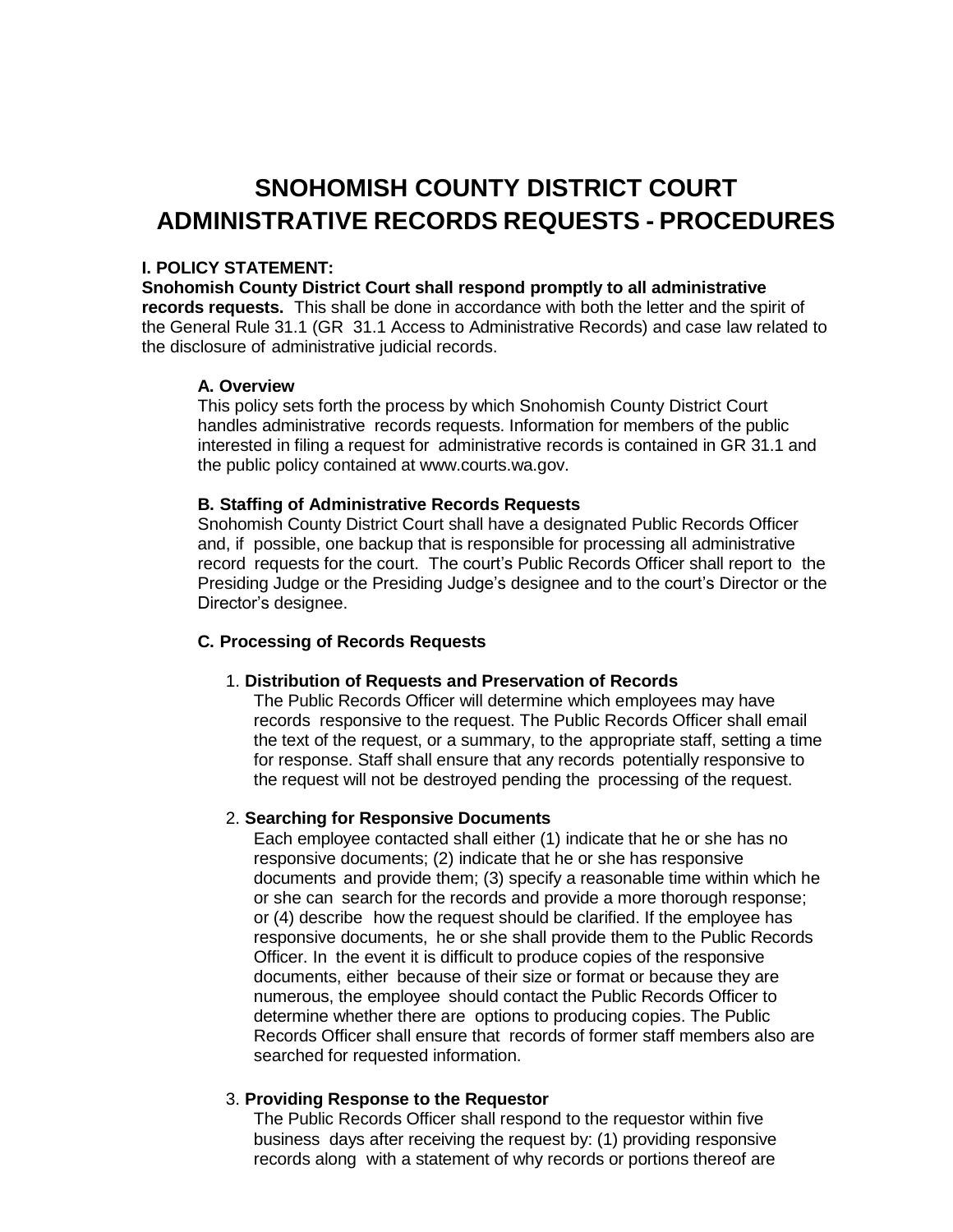# SNOHOMISH COUNTY DISTRICT COURT ADMINISTRATIVE RECORDS REQUESTS - PROCEDURES

## I. POLICY STATEMENT:

**Snohomish County District Court shall respond promptly to all administrative records requests.** This shall be done in accordance with both the letter and the spirit of the General Rule 31.1 (GR 31.1 Access to Administrative Records) and case law related to the disclosure of administrative judicial records.

### A. Overview

This policy sets forth the process by which Snohomish County District Court handles administrative records requests. Information for members of the public interested in filing a request for administrative records is contained in GR 31.1 and the public policy contained at www.courts.wa.gov.

### B. Staffing of Administrative Records Requests

Snohomish County District Court shall have a designated Public Records Officer and, if possible, one backup that is responsible for processing all administrative record requests for the court. The court's Public Records Officer shall report to the Presiding Judge or the Presiding Judge's designee and to the court's Director or the Director's designee.

### C. Processing of Records Requests

1. **Distribution of Requests and Preservation of Records**
   The Public Records Officer will determine which employees may have records responsive to the request. The Public Records Officer shall email the text of the request, or a summary, to the appropriate staff, setting a time for response. Staff shall ensure that any records potentially responsive to the request will not be destroyed pending the processing of the request.

2. **Searching for Responsive Documents**
   Each employee contacted shall either (1) indicate that he or she has no responsive documents; (2) indicate that he or she has responsive documents and provide them; (3) specify a reasonable time within which he or she can search for the records and provide a more thorough response; or (4) describe how the request should be clarified. If the employee has responsive documents, he or she shall provide them to the Public Records Officer. In the event it is difficult to produce copies of the responsive documents, either because of their size or format or because they are numerous, the employee should contact the Public Records Officer to determine whether there are options to producing copies. The Public Records Officer shall ensure that records of former staff members also are searched for requested information.

3. **Providing Response to the Requestor**
   The Public Records Officer shall respond to the requestor within five business days after receiving the request by: (1) providing responsive records along with a statement of why records or portions thereof are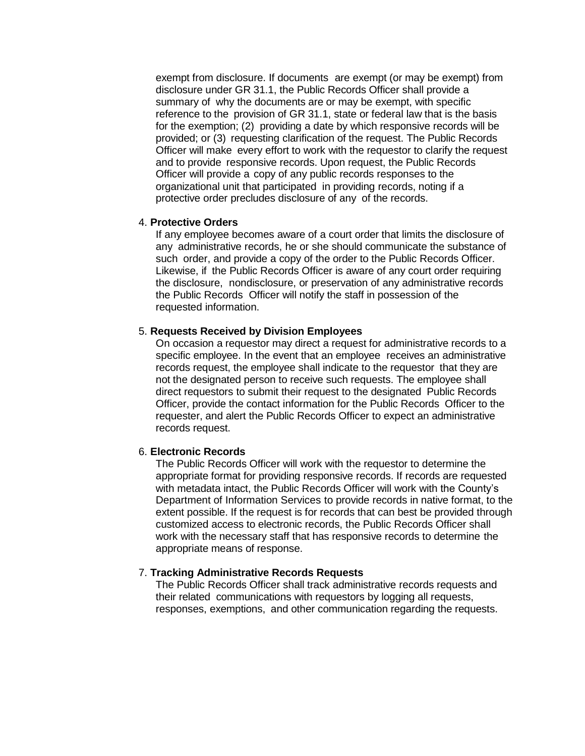exempt from disclosure. If documents are exempt (or may be exempt) from disclosure under GR 31.1, the Public Records Officer shall provide a summary of why the documents are or may be exempt, with specific reference to the provision of GR 31.1, state or federal law that is the basis for the exemption; (2) providing a date by which responsive records will be provided; or (3) requesting clarification of the request. The Public Records Officer will make every effort to work with the requestor to clarify the request and to provide responsive records. Upon request, the Public Records Officer will provide a copy of any public records responses to the organizational unit that participated in providing records, noting if a protective order precludes disclosure of any of the records.

4. **Protective Orders**

   If any employee becomes aware of a court order that limits the disclosure of any administrative records, he or she should communicate the substance of such order, and provide a copy of the order to the Public Records Officer. Likewise, if the Public Records Officer is aware of any court order requiring the disclosure, nondisclosure, or preservation of any administrative records the Public Records Officer will notify the staff in possession of the requested information.

5. **Requests Received by Division Employees**

   On occasion a requestor may direct a request for administrative records to a specific employee. In the event that an employee receives an administrative records request, the employee shall indicate to the requestor that they are not the designated person to receive such requests. The employee shall direct requestors to submit their request to the designated Public Records Officer, provide the contact information for the Public Records Officer to the requester, and alert the Public Records Officer to expect an administrative records request.

6. **Electronic Records**

   The Public Records Officer will work with the requestor to determine the appropriate format for providing responsive records. If records are requested with metadata intact, the Public Records Officer will work with the County's Department of Information Services to provide records in native format, to the extent possible. If the request is for records that can best be provided through customized access to electronic records, the Public Records Officer shall work with the necessary staff that has responsive records to determine the appropriate means of response.

7. **Tracking Administrative Records Requests**

   The Public Records Officer shall track administrative records requests and their related communications with requestors by logging all requests, responses, exemptions, and other communication regarding the requests.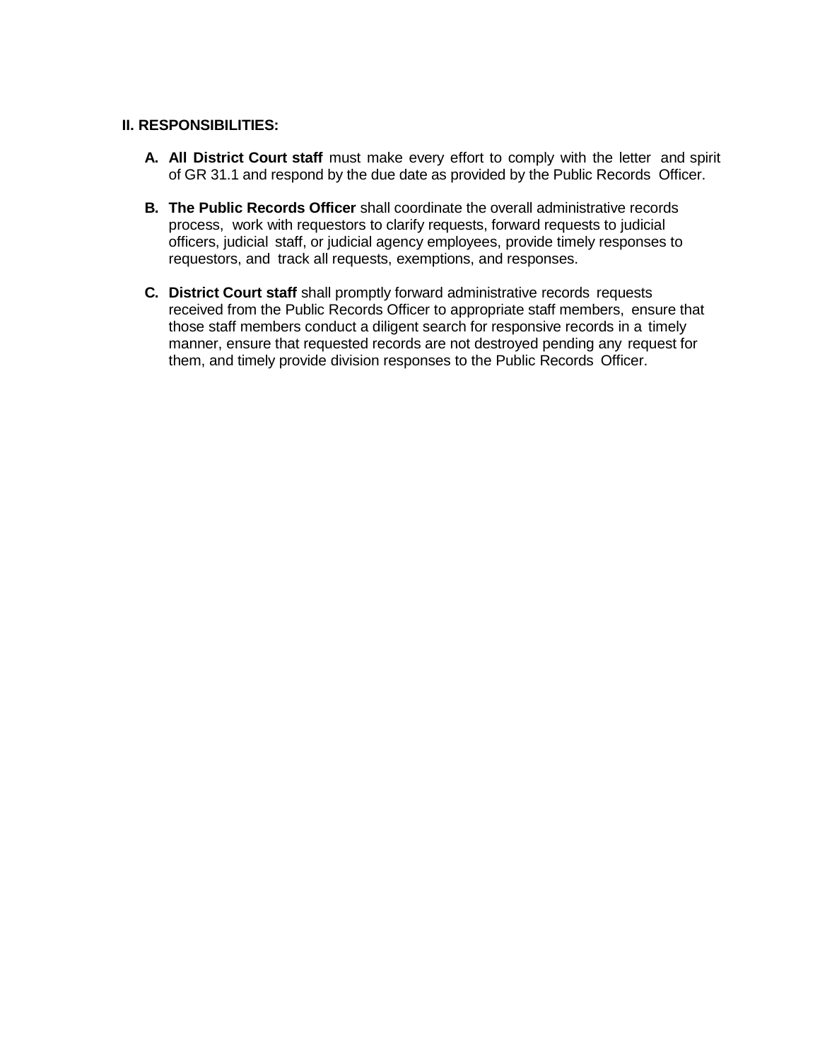## II. RESPONSIBILITIES:

A. **All District Court staff** must make every effort to comply with the letter and spirit of GR 31.1 and respond by the due date as provided by the Public Records Officer.

B. **The Public Records Officer** shall coordinate the overall administrative records process, work with requestors to clarify requests, forward requests to judicial officers, judicial staff, or judicial agency employees, provide timely responses to requestors, and track all requests, exemptions, and responses.

C. **District Court staff** shall promptly forward administrative records requests received from the Public Records Officer to appropriate staff members, ensure that those staff members conduct a diligent search for responsive records in a timely manner, ensure that requested records are not destroyed pending any request for them, and timely provide division responses to the Public Records Officer.